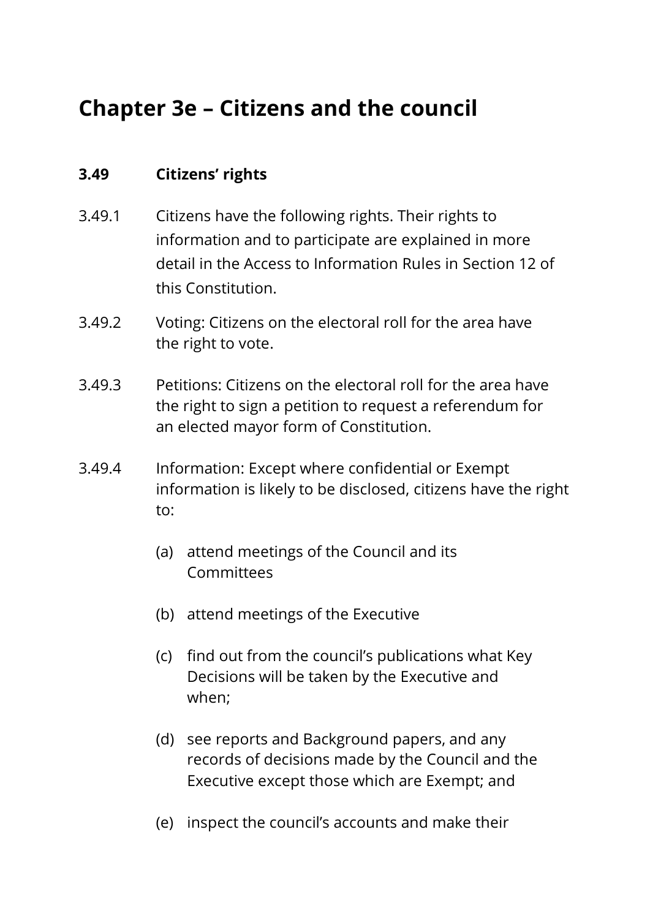# Chapter 3e – Citizens and the council

### 3.49 Citizens' rights

3.49.1 Citizens have the following rights. Their rights to information and to participate are explained in more detail in the Access to Information Rules in Section 12 of this Constitution.

3.49.2 Voting: Citizens on the electoral roll for the area have the right to vote.

3.49.3 Petitions: Citizens on the electoral roll for the area have the right to sign a petition to request a referendum for an elected mayor form of Constitution.

3.49.4 Information: Except where confidential or Exempt information is likely to be disclosed, citizens have the right to:

(a) attend meetings of the Council and its Committees

(b) attend meetings of the Executive

(c) find out from the council's publications what Key Decisions will be taken by the Executive and when;

(d) see reports and Background papers, and any records of decisions made by the Council and the Executive except those which are Exempt; and

(e) inspect the council's accounts and make their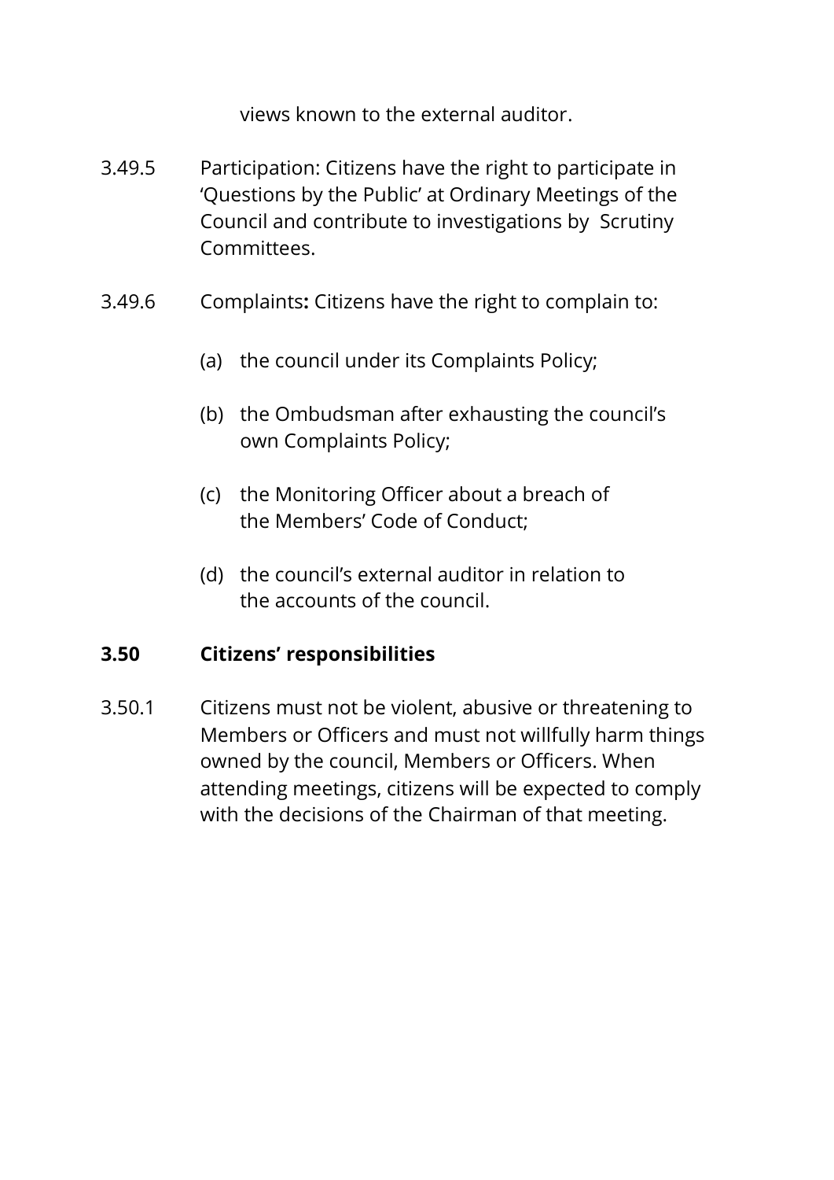views known to the external auditor.

3.49.5 Participation: Citizens have the right to participate in 'Questions by the Public' at Ordinary Meetings of the Council and contribute to investigations by Scrutiny Committees.

3.49.6 Complaints**:** Citizens have the right to complain to:

(a) the council under its Complaints Policy;

(b) the Ombudsman after exhausting the council's own Complaints Policy;

(c) the Monitoring Officer about a breach of the Members' Code of Conduct;

(d) the council's external auditor in relation to the accounts of the council.

### 3.50 Citizens' responsibilities

3.50.1 Citizens must not be violent, abusive or threatening to Members or Officers and must not willfully harm things owned by the council, Members or Officers. When attending meetings, citizens will be expected to comply with the decisions of the Chairman of that meeting.